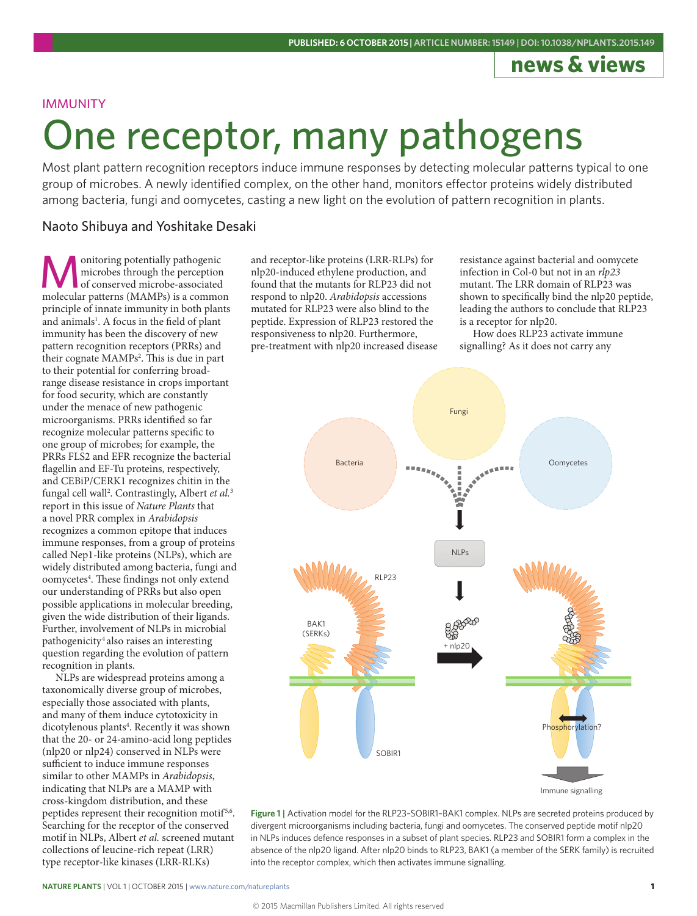IMMUNITY

# One receptor, many pathogens

Most plant pattern recognition receptors induce immune responses by detecting molecular patterns typical to one group of microbes. A newly identified complex, on the other hand, monitors effector proteins widely distributed among bacteria, fungi and oomycetes, casting a new light on the evolution of pattern recognition in plants.

### Naoto Shibuya and Yoshitake Desaki

Monitoring potentially pathogenic microbes through the perception of conserved microbe-associated molecular patterns (MAMPs) is a common principle of innate immunity in both plants and animals[1]. A focus in the field of plant immunity has been the discovery of new pattern recognition receptors (PRRs) and their cognate MAMPs[2]. This is due in part to their potential for conferring broad-range disease resistance in crops important for food security, which are constantly under the menace of new pathogenic microorganisms. PRRs identified so far recognize molecular patterns specific to one group of microbes; for example, the PRRs FLS2 and EFR recognize the bacterial flagellin and EF-Tu proteins, respectively, and CEBiP/CERK1 recognizes chitin in the fungal cell wall[2]. Contrastingly, Albert *et al.*[3] report in this issue of *Nature Plants* that a novel PRR complex in *Arabidopsis* recognizes a common epitope that induces immune responses, from a group of proteins called Nep1-like proteins (NLPs), which are widely distributed among bacteria, fungi and oomycetes[4]. These findings not only extend our understanding of PRRs but also open possible applications in molecular breeding, given the wide distribution of their ligands. Further, involvement of NLPs in microbial pathogenicity[4] also raises an interesting question regarding the evolution of pattern recognition in plants.

NLPs are widespread proteins among a taxonomically diverse group of microbes, especially those associated with plants, and many of them induce cytotoxicity in dicotylenous plants[4]. Recently it was shown that the 20- or 24-amino-acid long peptides (nlp20 or nlp24) conserved in NLPs were sufficient to induce immune responses similar to other MAMPs in *Arabidopsis*, indicating that NLPs are a MAMP with cross-kingdom distribution, and these peptides represent their recognition motif[5,6]. Searching for the receptor of the conserved motif in NLPs, Albert *et al.* screened mutant collections of leucine-rich repeat (LRR) type receptor-like kinases (LRR-RLKs) and receptor-like proteins (LRR-RLPs) for nlp20-induced ethylene production, and found that the mutants for RLP23 did not respond to nlp20. *Arabidopsis* accessions mutated for RLP23 were also blind to the peptide. Expression of RLP23 restored the responsiveness to nlp20. Furthermore, pre-treatment with nlp20 increased disease resistance against bacterial and oomycete infection in Col-0 but not in an *rlp23* mutant. The LRR domain of RLP23 was shown to specifically bind the nlp20 peptide, leading the authors to conclude that RLP23 is a receptor for nlp20.

How does RLP23 activate immune signalling? As it does not carry any

**Figure 1 |** Activation model for the RLP23–SOBIR1–BAK1 complex. NLPs are secreted proteins produced by divergent microorganisms including bacteria, fungi and oomycetes. The conserved peptide motif nlp20 in NLPs induces defence responses in a subset of plant species. RLP23 and SOBIR1 form a complex in the absence of the nlp20 ligand. After nlp20 binds to RLP23, BAK1 (a member of the SERK family) is recruited into the receptor complex, which then activates immune signalling.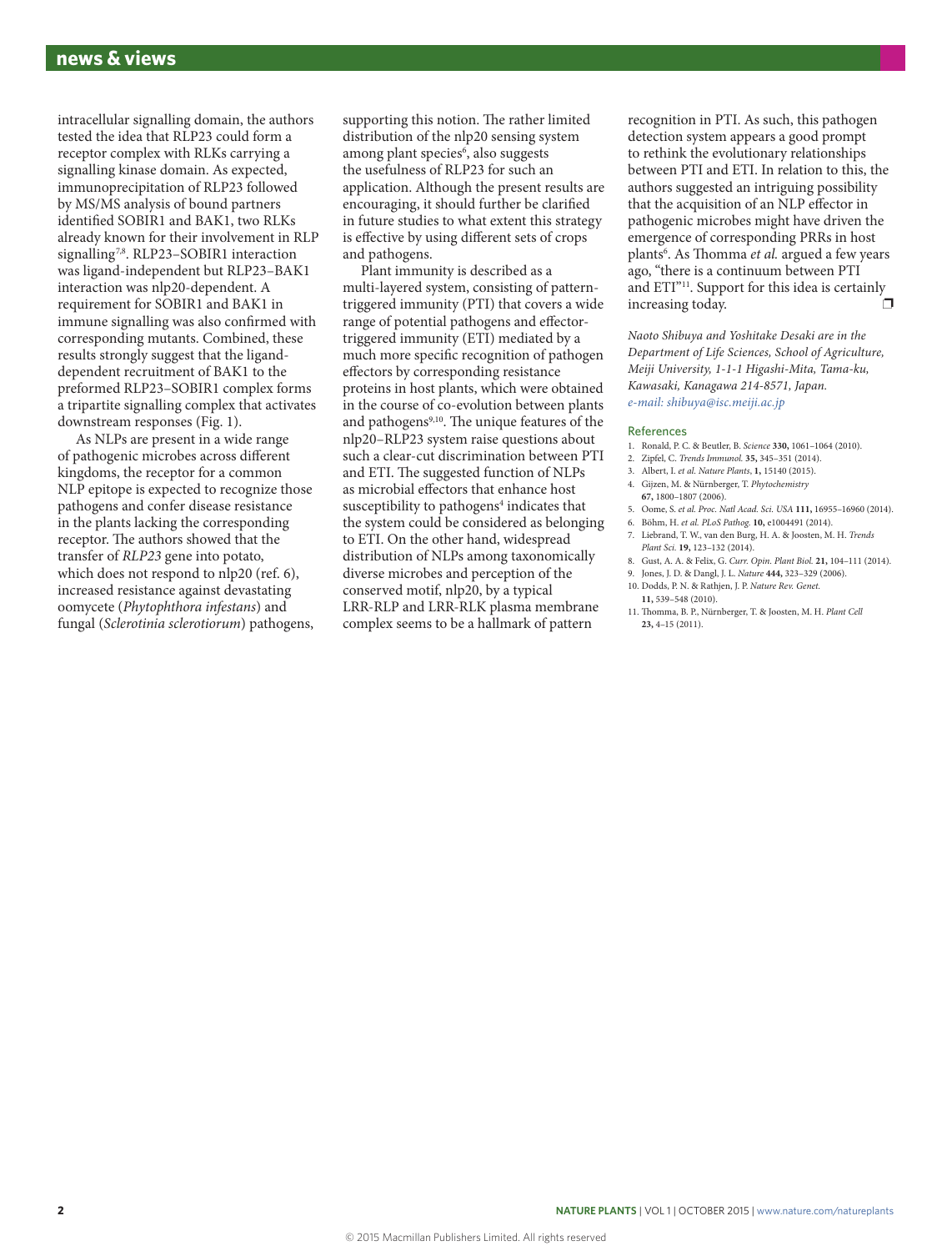intracellular signalling domain, the authors tested the idea that RLP23 could form a receptor complex with RLKs carrying a signalling kinase domain. As expected, immunoprecipitation of RLP23 followed by MS/MS analysis of bound partners identified SOBIR1 and BAK1, two RLKs already known for their involvement in RLP signalling[7,8]. RLP23–SOBIR1 interaction was ligand-independent but RLP23–BAK1 interaction was nlp20-dependent. A requirement for SOBIR1 and BAK1 in immune signalling was also confirmed with corresponding mutants. Combined, these results strongly suggest that the ligand-dependent recruitment of BAK1 to the preformed RLP23–SOBIR1 complex forms a tripartite signalling complex that activates downstream responses (Fig. 1).

As NLPs are present in a wide range of pathogenic microbes across different kingdoms, the receptor for a common NLP epitope is expected to recognize those pathogens and confer disease resistance in the plants lacking the corresponding receptor. The authors showed that the transfer of *RLP23* gene into potato, which does not respond to nlp20 (ref. 6), increased resistance against devastating oomycete (*Phytophthora infestans*) and fungal (*Sclerotinia sclerotiorum*) pathogens, supporting this notion. The rather limited distribution of the nlp20 sensing system among plant species[6], also suggests the usefulness of RLP23 for such an application. Although the present results are encouraging, it should further be clarified in future studies to what extent this strategy is effective by using different sets of crops and pathogens.

Plant immunity is described as a multi-layered system, consisting of pattern-triggered immunity (PTI) that covers a wide range of potential pathogens and effector-triggered immunity (ETI) mediated by a much more specific recognition of pathogen effectors by corresponding resistance proteins in host plants, which were obtained in the course of co-evolution between plants and pathogens[9,10]. The unique features of the nlp20–RLP23 system raise questions about such a clear-cut discrimination between PTI and ETI. The suggested function of NLPs as microbial effectors that enhance host susceptibility to pathogens[4] indicates that the system could be considered as belonging to ETI. On the other hand, widespread distribution of NLPs among taxonomically diverse microbes and perception of the conserved motif, nlp20, by a typical LRR-RLP and LRR-RLK plasma membrane complex seems to be a hallmark of pattern recognition in PTI. As such, this pathogen detection system appears a good prompt to rethink the evolutionary relationships between PTI and ETI. In relation to this, the authors suggested an intriguing possibility that the acquisition of an NLP effector in pathogenic microbes might have driven the emergence of corresponding PRRs in host plants[6]. As Thomma *et al.* argued a few years ago, "there is a continuum between PTI and ETI"[11]. Support for this idea is certainly increasing today. ❐

*Naoto Shibuya and Yoshitake Desaki are in the Department of Life Sciences, School of Agriculture, Meiji University, 1-1-1 Higashi-Mita, Tama-ku, Kawasaki, Kanagawa 214-8571, Japan.*
*e-mail: shibuya@isc.meiji.ac.jp*

## References

1. Ronald, P. C. & Beutler, B. *Science* **330,** 1061–1064 (2010).
2. Zipfel, C. *Trends Immunol.* **35,** 345–351 (2014).
3. Albert, I. *et al. Nature Plants*, **1,** 15140 (2015).
4. Gijzen, M. & Nürnberger, T. *Phytochemistry* **67,** 1800–1807 (2006).
5. Oome, S. *et al. Proc. Natl Acad. Sci. USA* **111,** 16955–16960 (2014).
6. Böhm, H. *et al. PLoS Pathog.* **10,** e1004491 (2014).
7. Liebrand, T. W., van den Burg, H. A. & Joosten, M. H. *Trends Plant Sci.* **19,** 123–132 (2014).
8. Gust, A. A. & Felix, G. *Curr. Opin. Plant Biol.* **21,** 104–111 (2014).
9. Jones, J. D. & Dangl, J. L. *Nature* **444,** 323–329 (2006).
10. Dodds, P. N. & Rathjen, J. P. *Nature Rev. Genet.* **11,** 539–548 (2010).
11. Thomma, B. P., Nürnberger, T. & Joosten, M. H. *Plant Cell* **23,** 4–15 (2011).